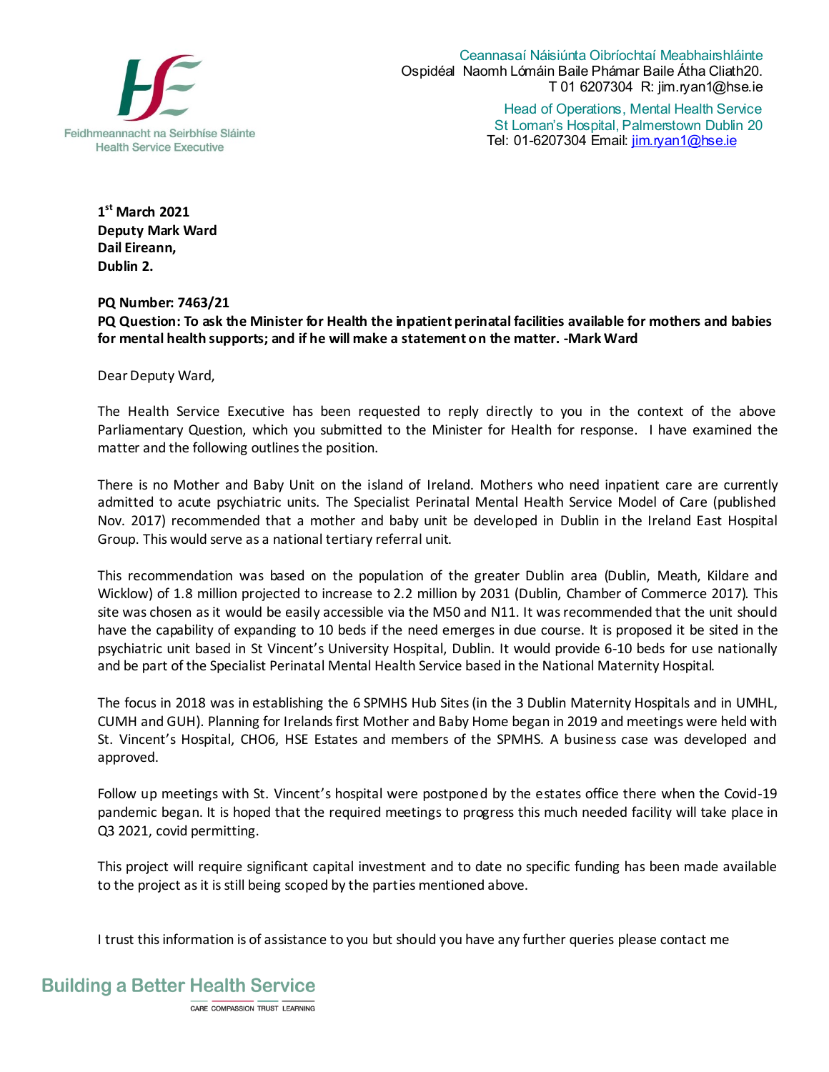Feidhmeannacht na Seirbhíse Sláinte
Health Service Executive

Ceannasaí Náisiúnta Oibríochtaí Meabhairshláinte
Ospidéal Naomh Lómáin Baile Phámar Baile Átha Cliath20.
T 01 6207304 R: jim.ryan1@hse.ie

Head of Operations, Mental Health Service
St Loman's Hospital, Palmerstown Dublin 20
Tel: 01-6207304 Email: jim.ryan1@hse.ie

**1st March 2021**
**Deputy Mark Ward**
**Dail Eireann,**
**Dublin 2.**

**PQ Number: 7463/21**
**PQ Question: To ask the Minister for Health the inpatient perinatal facilities available for mothers and babies for mental health supports; and if he will make a statement on the matter. -Mark Ward**

Dear Deputy Ward,

The Health Service Executive has been requested to reply directly to you in the context of the above Parliamentary Question, which you submitted to the Minister for Health for response. I have examined the matter and the following outlines the position.

There is no Mother and Baby Unit on the island of Ireland. Mothers who need inpatient care are currently admitted to acute psychiatric units. The Specialist Perinatal Mental Health Service Model of Care (published Nov. 2017) recommended that a mother and baby unit be developed in Dublin in the Ireland East Hospital Group. This would serve as a national tertiary referral unit.

This recommendation was based on the population of the greater Dublin area (Dublin, Meath, Kildare and Wicklow) of 1.8 million projected to increase to 2.2 million by 2031 (Dublin, Chamber of Commerce 2017). This site was chosen as it would be easily accessible via the M50 and N11. It was recommended that the unit should have the capability of expanding to 10 beds if the need emerges in due course. It is proposed it be sited in the psychiatric unit based in St Vincent's University Hospital, Dublin. It would provide 6-10 beds for use nationally and be part of the Specialist Perinatal Mental Health Service based in the National Maternity Hospital.

The focus in 2018 was in establishing the 6 SPMHS Hub Sites (in the 3 Dublin Maternity Hospitals and in UMHL, CUMH and GUH). Planning for Irelands first Mother and Baby Home began in 2019 and meetings were held with St. Vincent's Hospital, CHO6, HSE Estates and members of the SPMHS. A business case was developed and approved.

Follow up meetings with St. Vincent's hospital were postponed by the estates office there when the Covid-19 pandemic began. It is hoped that the required meetings to progress this much needed facility will take place in Q3 2021, covid permitting.

This project will require significant capital investment and to date no specific funding has been made available to the project as it is still being scoped by the parties mentioned above.

I trust this information is of assistance to you but should you have any further queries please contact me

Building a Better Health Service

CARE COMPASSION TRUST LEARNING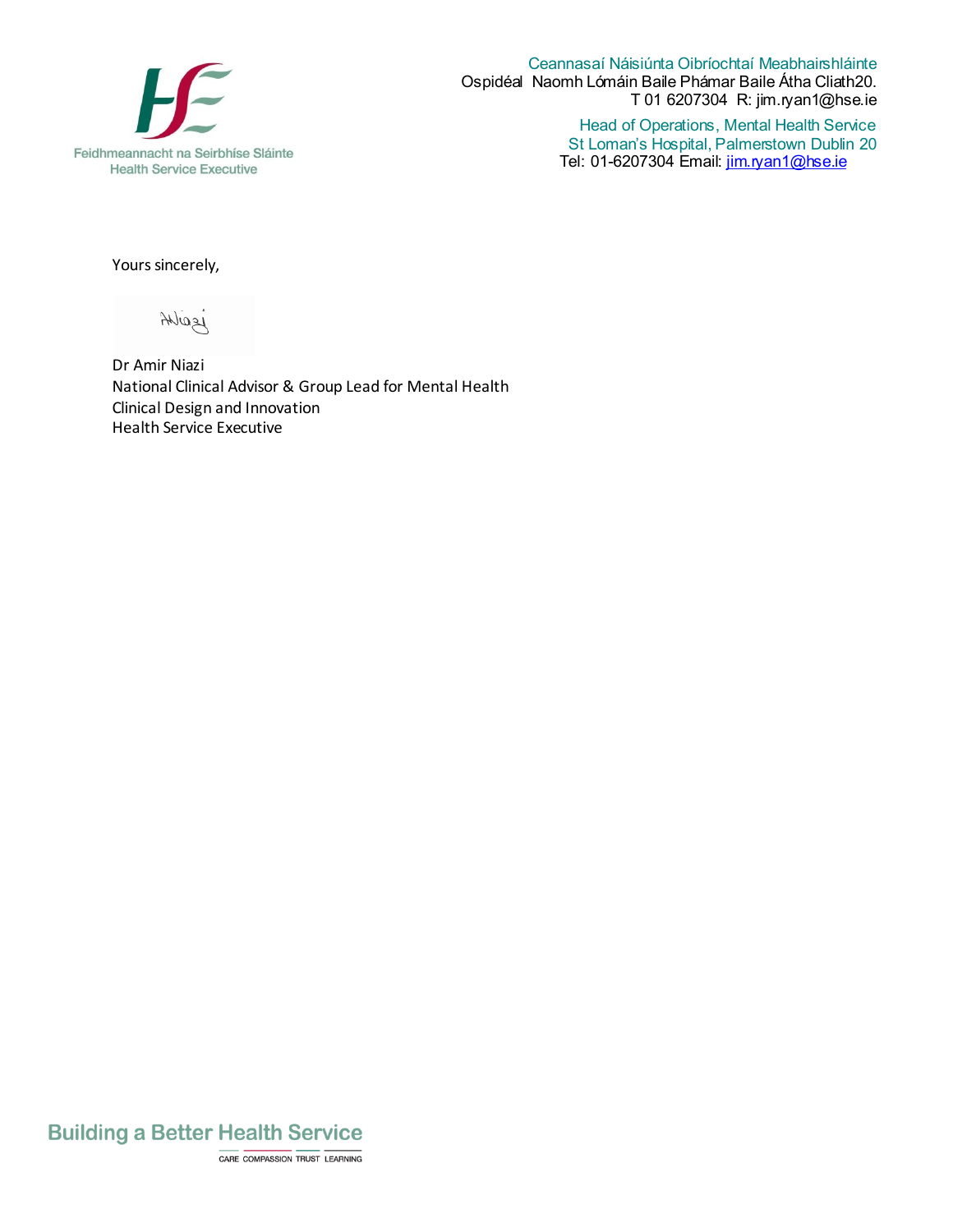Ceannasaí Náisiúnta Oibríochtaí Meabhairshláinte
Ospidéal Naomh Lómáin Baile Phámar Baile Átha Cliath20.
T 01 6207304 R: jim.ryan1@hse.ie

Head of Operations, Mental Health Service
St Loman's Hospital, Palmerstown Dublin 20
Tel: 01-6207304 Email: jim.ryan1@hse.ie

Feidhmeannacht na Seirbhíse Sláinte
Health Service Executive

Yours sincerely,

Dr Amir Niazi
National Clinical Advisor & Group Lead for Mental Health
Clinical Design and Innovation
Health Service Executive